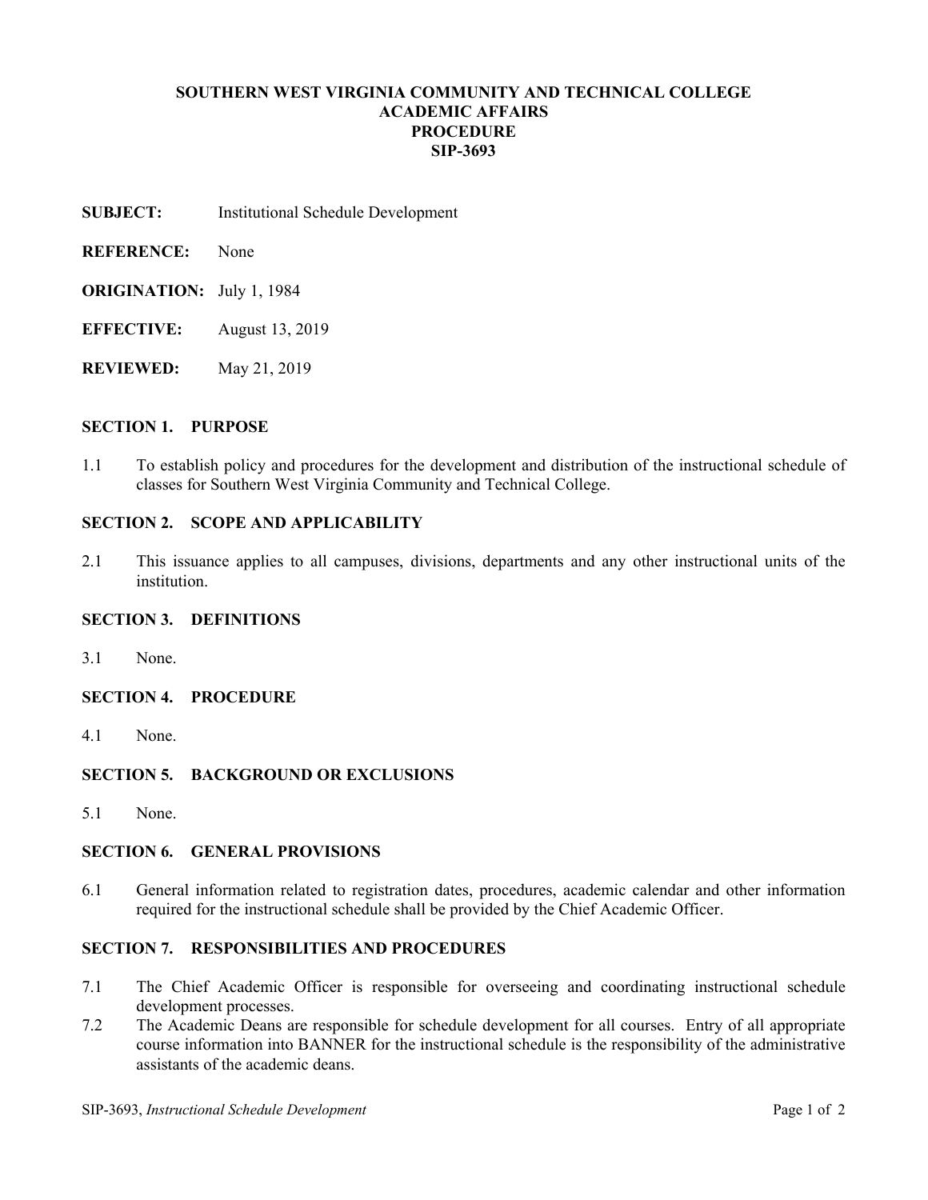**SOUTHERN WEST VIRGINIA COMMUNITY AND TECHNICAL COLLEGE**
**ACADEMIC AFFAIRS**
**PROCEDURE**
**SIP-3693**

**SUBJECT:** Institutional Schedule Development

**REFERENCE:** None

**ORIGINATION:** July 1, 1984

**EFFECTIVE:** August 13, 2019

**REVIEWED:** May 21, 2019

## SECTION 1. PURPOSE

1.1 To establish policy and procedures for the development and distribution of the instructional schedule of classes for Southern West Virginia Community and Technical College.

## SECTION 2. SCOPE AND APPLICABILITY

2.1 This issuance applies to all campuses, divisions, departments and any other instructional units of the institution.

## SECTION 3. DEFINITIONS

3.1 None.

## SECTION 4. PROCEDURE

4.1 None.

## SECTION 5. BACKGROUND OR EXCLUSIONS

5.1 None.

## SECTION 6. GENERAL PROVISIONS

6.1 General information related to registration dates, procedures, academic calendar and other information required for the instructional schedule shall be provided by the Chief Academic Officer.

## SECTION 7. RESPONSIBILITIES AND PROCEDURES

7.1 The Chief Academic Officer is responsible for overseeing and coordinating instructional schedule development processes.

7.2 The Academic Deans are responsible for schedule development for all courses. Entry of all appropriate course information into BANNER for the instructional schedule is the responsibility of the administrative assistants of the academic deans.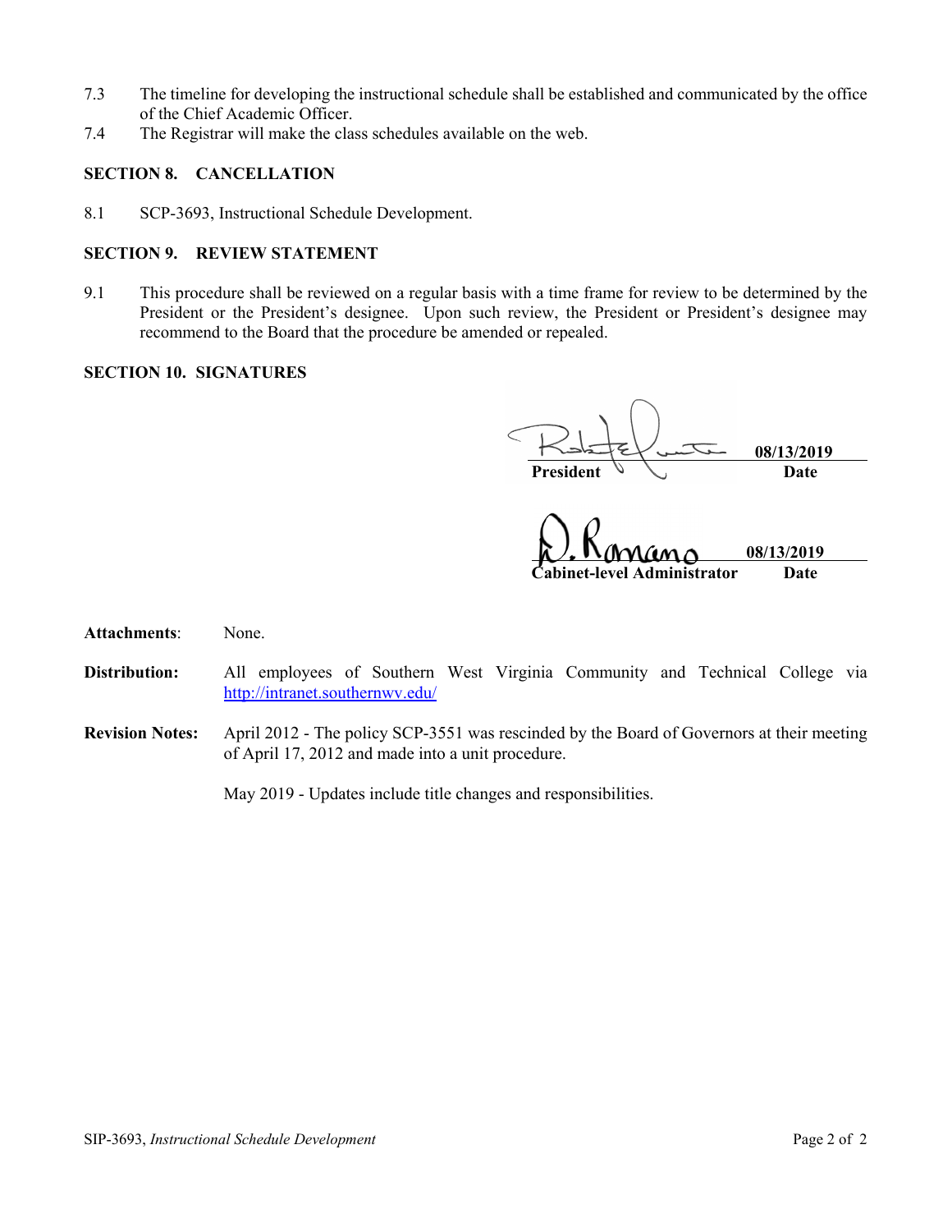7.3 The timeline for developing the instructional schedule shall be established and communicated by the office of the Chief Academic Officer.

7.4 The Registrar will make the class schedules available on the web.

## SECTION 8. CANCELLATION

8.1 SCP-3693, Instructional Schedule Development.

## SECTION 9. REVIEW STATEMENT

9.1 This procedure shall be reviewed on a regular basis with a time frame for review to be determined by the President or the President's designee. Upon such review, the President or President's designee may recommend to the Board that the procedure be amended or repealed.

## SECTION 10. SIGNATURES

**08/13/2019**
**President** **Date**

**08/13/2019**
**Cabinet-level Administrator** **Date**

**Attachments**: None.

**Distribution:** All employees of Southern West Virginia Community and Technical College via http://intranet.southernwv.edu/

**Revision Notes:** April 2012 - The policy SCP-3551 was rescinded by the Board of Governors at their meeting of April 17, 2012 and made into a unit procedure.

May 2019 - Updates include title changes and responsibilities.